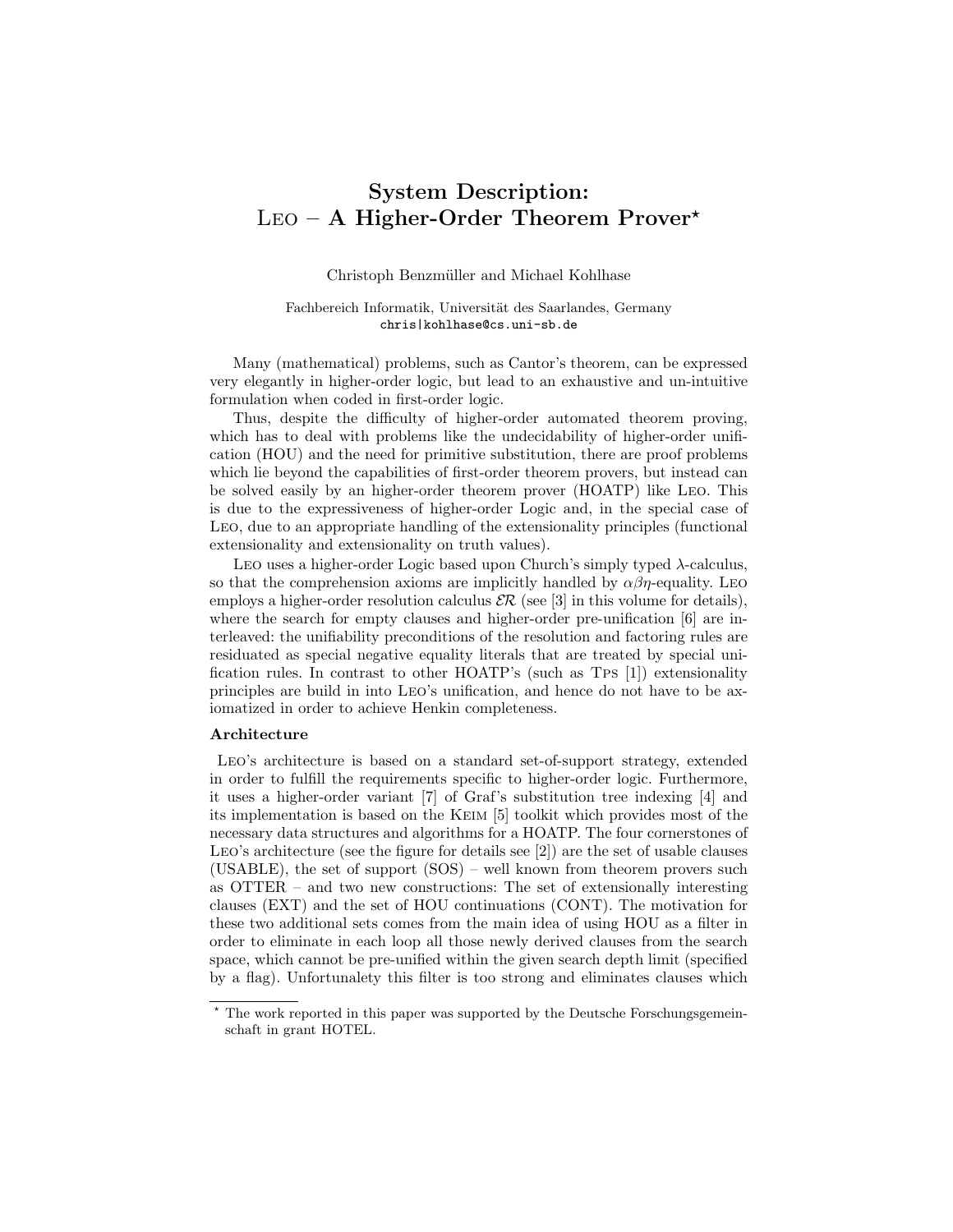# System Description: Leo – A Higher-Order Theorem Prover*

Christoph Benzmüller and Michael Kohlhase

Fachbereich Informatik, Universität des Saarlandes, Germany
chris|kohlhase@cs.uni-sb.de

Many (mathematical) problems, such as Cantor's theorem, can be expressed very elegantly in higher-order logic, but lead to an exhaustive and un-intuitive formulation when coded in first-order logic.

Thus, despite the difficulty of higher-order automated theorem proving, which has to deal with problems like the undecidability of higher-order unification (HOU) and the need for primitive substitution, there are proof problems which lie beyond the capabilities of first-order theorem provers, but instead can be solved easily by an higher-order theorem prover (HOATP) like Leo. This is due to the expressiveness of higher-order Logic and, in the special case of Leo, due to an appropriate handling of the extensionality principles (functional extensionality and extensionality on truth values).

Leo uses a higher-order Logic based upon Church's simply typed $\lambda$-calculus, so that the comprehension axioms are implicitly handled by $\alpha\beta\eta$-equality. Leo employs a higher-order resolution calculus $\mathcal{ER}$ (see [3] in this volume for details), where the search for empty clauses and higher-order pre-unification [6] are interleaved: the unifiability preconditions of the resolution and factoring rules are residuated as special negative equality literals that are treated by special unification rules. In contrast to other HOATP's (such as Tps [1]) extensionality principles are build in into Leo's unification, and hence do not have to be axiomatized in order to achieve Henkin completeness.

### Architecture

Leo's architecture is based on a standard set-of-support strategy, extended in order to fulfill the requirements specific to higher-order logic. Furthermore, it uses a higher-order variant [7] of Graf's substitution tree indexing [4] and its implementation is based on the Keim [5] toolkit which provides most of the necessary data structures and algorithms for a HOATP. The four cornerstones of Leo's architecture (see the figure for details see [2]) are the set of usable clauses (USABLE), the set of support (SOS) – well known from theorem provers such as OTTER – and two new constructions: The set of extensionally interesting clauses (EXT) and the set of HOU continuations (CONT). The motivation for these two additional sets comes from the main idea of using HOU as a filter in order to eliminate in each loop all those newly derived clauses from the search space, which cannot be pre-unified within the given search depth limit (specified by a flag). Unfortunalety this filter is too strong and eliminates clauses which

---

* The work reported in this paper was supported by the Deutsche Forschungsgemeinschaft in grant HOTEL.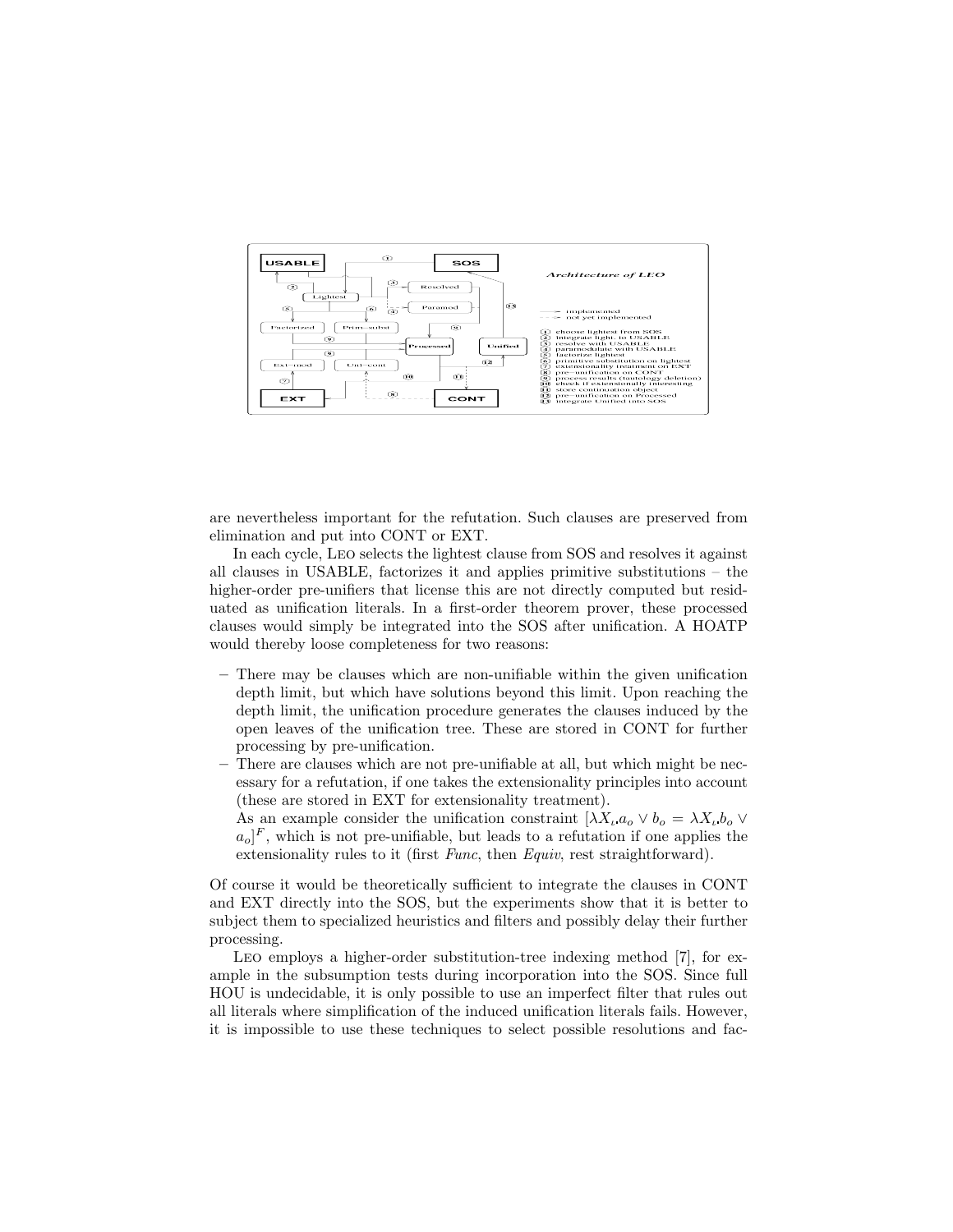USABLE
SOS
*Architecture of LEO*
Lightest
Resolved
Paramod
Factorized
Prim–subst
Processed
Unified
Ext–mod
Uni–cont
EXT
CONT

implemented
not yet implemented

1 choose lightest from SOS
2 integrate light. to USABLE
3 resolve with USABLE
4 paramodulate with USABLE
5 factorize lightest
6 primitive substitution on lightest
7 extensionality treatment on EXT
8 pre–unification on CONT
9 process results (tautology deletion)
10 check if extensionally interesting
11 store continuation object
12 pre–unification on Processed
13 integrate Unified into SOS

are nevertheless important for the refutation. Such clauses are preserved from elimination and put into CONT or EXT.

In each cycle, LEO selects the lightest clause from SOS and resolves it against all clauses in USABLE, factorizes it and applies primitive substitutions – the higher-order pre-unifiers that license this are not directly computed but residuated as unification literals. In a first-order theorem prover, these processed clauses would simply be integrated into the SOS after unification. A HOATP would thereby loose completeness for two reasons:

- There may be clauses which are non-unifiable within the given unification depth limit, but which have solutions beyond this limit. Upon reaching the depth limit, the unification procedure generates the clauses induced by the open leaves of the unification tree. These are stored in CONT for further processing by pre-unification.
- There are clauses which are not pre-unifiable at all, but which might be necessary for a refutation, if one takes the extensionality principles into account (these are stored in EXT for extensionality treatment).
  As an example consider the unification constraint $[\lambda X_\iota . a_o \vee b_o = \lambda X_\iota . b_o \vee a_o]^F$, which is not pre-unifiable, but leads to a refutation if one applies the extensionality rules to it (first *Func*, then *Equiv*, rest straightforward).

Of course it would be theoretically sufficient to integrate the clauses in CONT and EXT directly into the SOS, but the experiments show that it is better to subject them to specialized heuristics and filters and possibly delay their further processing.

LEO employs a higher-order substitution-tree indexing method [7], for example in the subsumption tests during incorporation into the SOS. Since full HOU is undecidable, it is only possible to use an imperfect filter that rules out all literals where simplification of the induced unification literals fails. However, it is impossible to use these techniques to select possible resolutions and fac-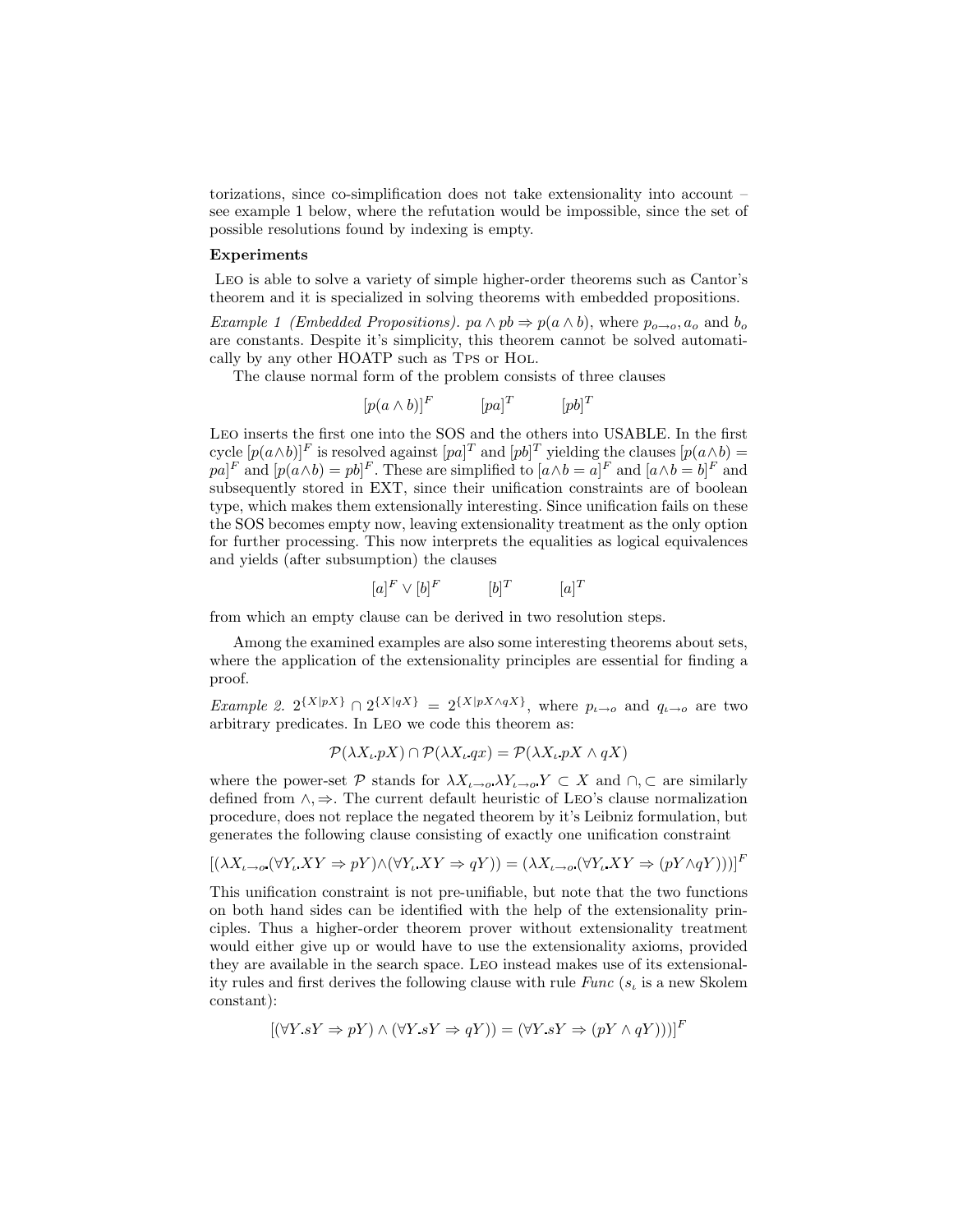torizations, since co-simplification does not take extensionality into account – see example 1 below, where the refutation would be impossible, since the set of possible resolutions found by indexing is empty.

**Experiments**

LEO is able to solve a variety of simple higher-order theorems such as Cantor's theorem and it is specialized in solving theorems with embedded propositions.

*Example 1 (Embedded Propositions).* $pa \wedge pb \Rightarrow p(a \wedge b)$, where $p_{o \rightarrow o}, a_o$ and $b_o$ are constants. Despite it's simplicity, this theorem cannot be solved automatically by any other HOATP such as TPS or HOL.

The clause normal form of the problem consists of three clauses

$$[p(a \wedge b)]^F \qquad [pa]^T \qquad [pb]^T$$

LEO inserts the first one into the SOS and the others into USABLE. In the first cycle $[p(a \wedge b)]^F$ is resolved against $[pa]^T$ and $[pb]^T$ yielding the clauses $[p(a \wedge b) = pa]^F$ and $[p(a \wedge b) = pb]^F$. These are simplified to $[a \wedge b = a]^F$ and $[a \wedge b = b]^F$ and subsequently stored in EXT, since their unification constraints are of boolean type, which makes them extensionally interesting. Since unification fails on these the SOS becomes empty now, leaving extensionality treatment as the only option for further processing. This now interprets the equalities as logical equivalences and yields (after subsumption) the clauses

$$[a]^F \vee [b]^F \qquad [b]^T \qquad [a]^T$$

from which an empty clause can be derived in two resolution steps.

Among the examined examples are also some interesting theorems about sets, where the application of the extensionality principles are essential for finding a proof.

*Example 2.* $2^{\{X|pX\}} \cap 2^{\{X|qX\}} = 2^{\{X|pX \wedge qX\}}$, where $p_{\iota \rightarrow o}$ and $q_{\iota \rightarrow o}$ are two arbitrary predicates. In LEO we code this theorem as:

$$\mathcal{P}(\lambda X_\iota.pX) \cap \mathcal{P}(\lambda X_\iota.qx) = \mathcal{P}(\lambda X_\iota.pX \wedge qX)$$

where the power-set $\mathcal{P}$ stands for $\lambda X_{\iota \rightarrow o}.\lambda Y_{\iota \rightarrow o}.Y \subset X$ and $\cap, \subset$ are similarly defined from $\wedge, \Rightarrow$. The current default heuristic of LEO's clause normalization procedure, does not replace the negated theorem by it's Leibniz formulation, but generates the following clause consisting of exactly one unification constraint

$$[(\lambda X_{\iota \rightarrow o}.(\forall Y_\iota.XY \Rightarrow pY) \wedge (\forall Y_\iota.XY \Rightarrow qY)) = (\lambda X_{\iota \rightarrow o}.(\forall Y_\iota.XY \Rightarrow (pY \wedge qY)))]^F$$

This unification constraint is not pre-unifiable, but note that the two functions on both hand sides can be identified with the help of the extensionality principles. Thus a higher-order theorem prover without extensionality treatment would either give up or would have to use the extensionality axioms, provided they are available in the search space. LEO instead makes use of its extensionality rules and first derives the following clause with rule *Func* ($s_\iota$ is a new Skolem constant):

$$[(\forall Y.sY \Rightarrow pY) \wedge (\forall Y.sY \Rightarrow qY)) = (\forall Y.sY \Rightarrow (pY \wedge qY)))]^F$$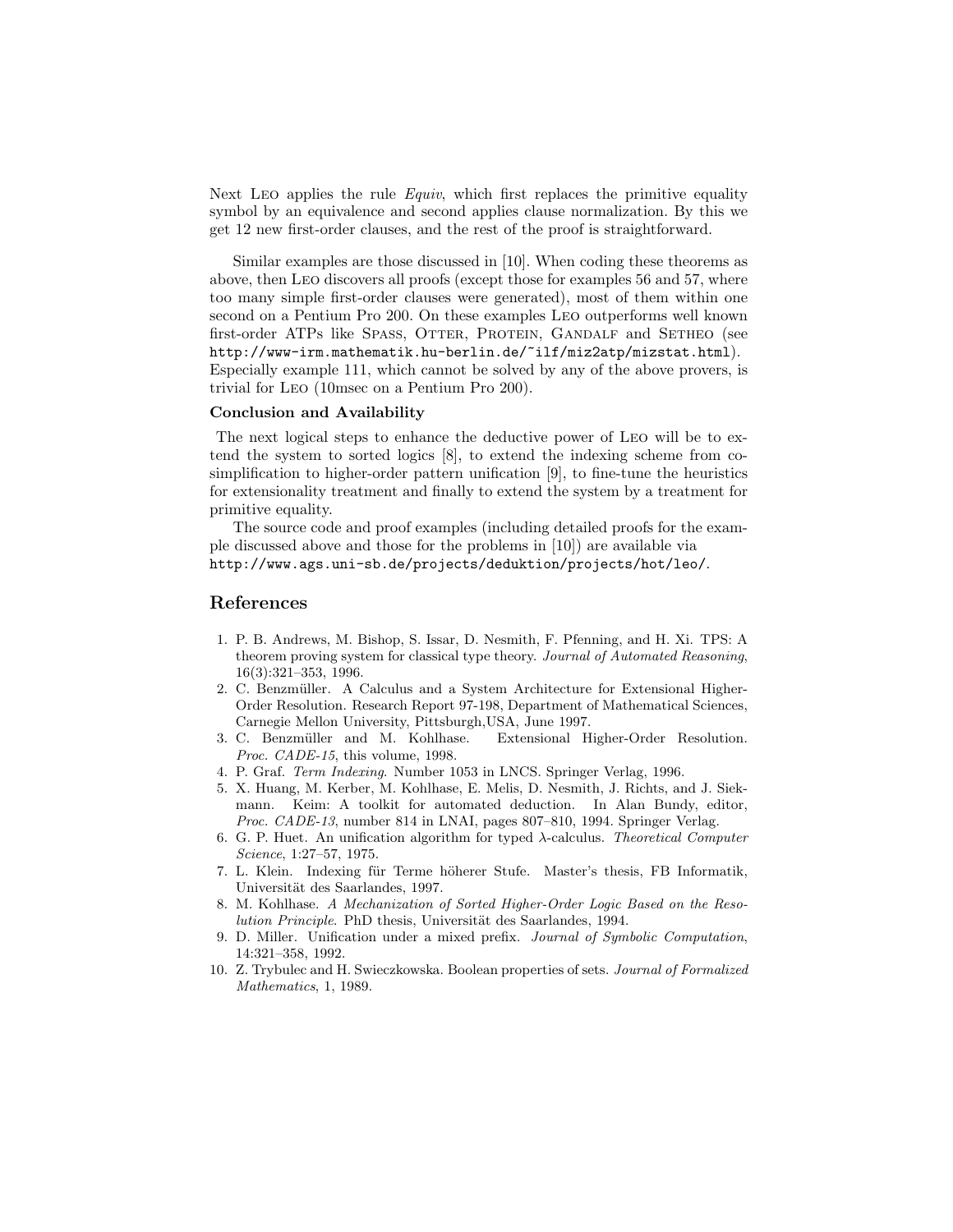Next Leo applies the rule *Equiv*, which first replaces the primitive equality symbol by an equivalence and second applies clause normalization. By this we get 12 new first-order clauses, and the rest of the proof is straightforward.

Similar examples are those discussed in [10]. When coding these theorems as above, then Leo discovers all proofs (except those for examples 56 and 57, where too many simple first-order clauses were generated), most of them within one second on a Pentium Pro 200. On these examples Leo outperforms well known first-order ATPs like Spass, Otter, Protein, Gandalf and Setheo (see http://www-irm.mathematik.hu-berlin.de/~ilf/miz2atp/mizstat.html). Especially example 111, which cannot be solved by any of the above provers, is trivial for Leo (10msec on a Pentium Pro 200).

**Conclusion and Availability**

The next logical steps to enhance the deductive power of Leo will be to extend the system to sorted logics [8], to extend the indexing scheme from co-simplification to higher-order pattern unification [9], to fine-tune the heuristics for extensionality treatment and finally to extend the system by a treatment for primitive equality.

The source code and proof examples (including detailed proofs for the example discussed above and those for the problems in [10]) are available via http://www.ags.uni-sb.de/projects/deduktion/projects/hot/leo/.

## References

1. P. B. Andrews, M. Bishop, S. Issar, D. Nesmith, F. Pfenning, and H. Xi. TPS: A theorem proving system for classical type theory. *Journal of Automated Reasoning*, 16(3):321–353, 1996.
2. C. Benzmüller. A Calculus and a System Architecture for Extensional Higher-Order Resolution. Research Report 97-198, Department of Mathematical Sciences, Carnegie Mellon University, Pittsburgh,USA, June 1997.
3. C. Benzmüller and M. Kohlhase. Extensional Higher-Order Resolution. *Proc. CADE-15*, this volume, 1998.
4. P. Graf. *Term Indexing*. Number 1053 in LNCS. Springer Verlag, 1996.
5. X. Huang, M. Kerber, M. Kohlhase, E. Melis, D. Nesmith, J. Richts, and J. Siekmann. Keim: A toolkit for automated deduction. In Alan Bundy, editor, *Proc. CADE-13*, number 814 in LNAI, pages 807–810, 1994. Springer Verlag.
6. G. P. Huet. An unification algorithm for typed $\lambda$-calculus. *Theoretical Computer Science*, 1:27–57, 1975.
7. L. Klein. Indexing für Terme höherer Stufe. Master's thesis, FB Informatik, Universität des Saarlandes, 1997.
8. M. Kohlhase. *A Mechanization of Sorted Higher-Order Logic Based on the Resolution Principle*. PhD thesis, Universität des Saarlandes, 1994.
9. D. Miller. Unification under a mixed prefix. *Journal of Symbolic Computation*, 14:321–358, 1992.
10. Z. Trybulec and H. Swieczkowska. Boolean properties of sets. *Journal of Formalized Mathematics*, 1, 1989.